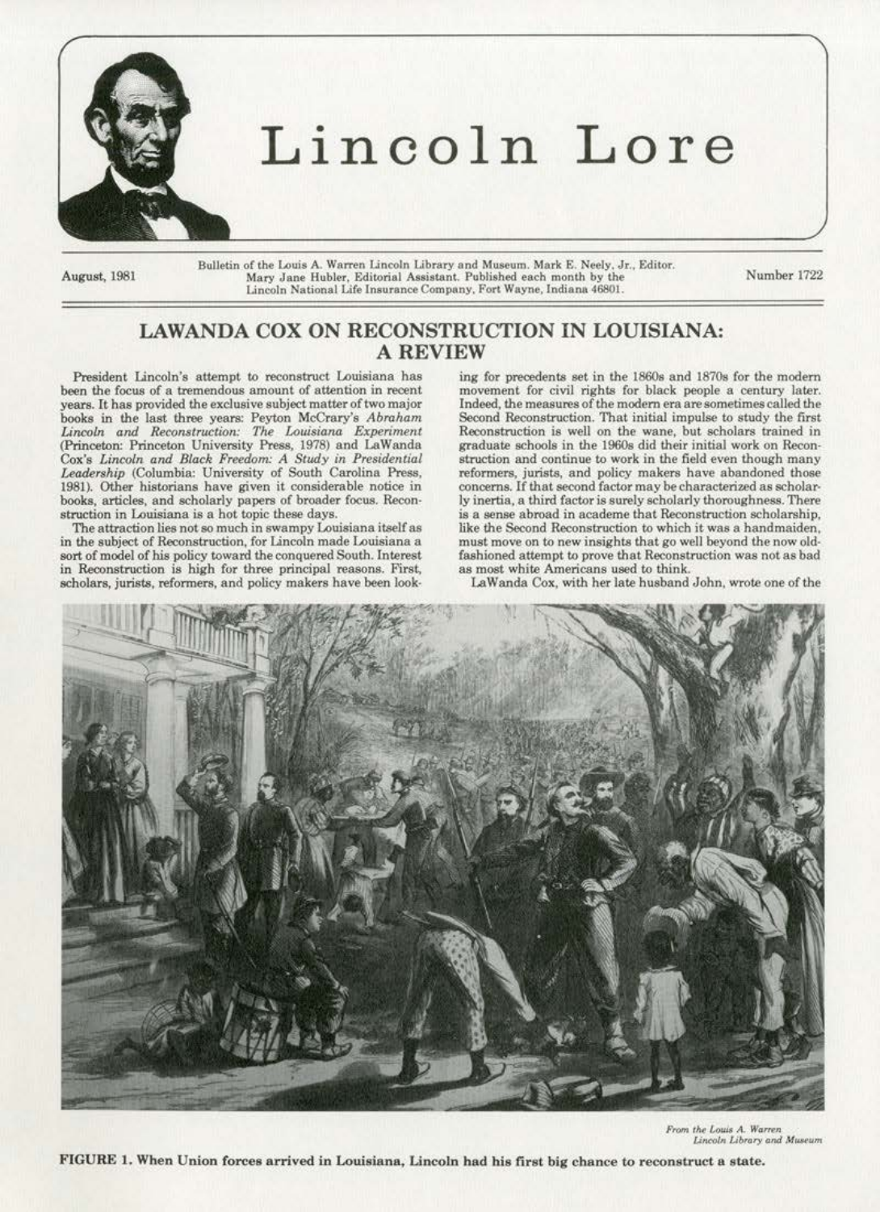# Lincoln Lore

August, 1981

Bulletin of the Louis A. Warren Lincoln Library and Museum. Mark E. Neely, Jr., Editor. Mary Jane Hubler, Editorial Assistant. Published each month by the Lincoln National Life Insurance Company, Fort Wayne, Indiana 46801.

Number 1722

## LAWANDA COX ON RECONSTRUCTION IN LOUISIANA: A REVIEW

President Lincoln's attempt to reconstruct Louisiana has been the focus of a tremendous amount of attention in recent years. It has provided the exclusive subject matter of two major books in the last three years: Peyton McCrary's *Abraham Lincoln and Reconstruction: The Louisiana Experiment* (Princeton: Princeton University Press, 1978) and LaWanda Cox's *Lincoln and Black Freedom: A Study in Presidential Leadership* (Columbia: University of South Carolina Press, 1981). Other historians have given it considerable notice in books, articles, and scholarly papers of broader focus. Reconstruction in Louisiana is a hot topic these days.

The attraction lies not so much in swampy Louisiana itself as in the subject of Reconstruction, for Lincoln made Louisiana a sort of model of his policy toward the conquered South. Interest in Reconstruction is high for three principal reasons. First, scholars, jurists, reformers, and policy makers have been looking for precedents set in the 1860s and 1870s for the modern movement for civil rights for black people a century later. Indeed, the measures of the modern era are sometimes called the Second Reconstruction. That initial impulse to study the first Reconstruction is well on the wane, but scholars trained in graduate schools in the 1960s did their initial work on Reconstruction and continue to work in the field even though many reformers, jurists, and policy makers have abandoned those concerns. If that second factor may be characterized as scholarly inertia, a third factor is surely scholarly thoroughness. There is a sense abroad in academe that Reconstruction scholarship, like the Second Reconstruction to which it was a handmaiden, must move on to new insights that go well beyond the now old-fashioned attempt to prove that Reconstruction was not as bad as most white Americans used to think.

LaWanda Cox, with her late husband John, wrote one of the

*From the Louis A. Warren Lincoln Library and Museum*

**FIGURE 1. When Union forces arrived in Louisiana, Lincoln had his first big chance to reconstruct a state.**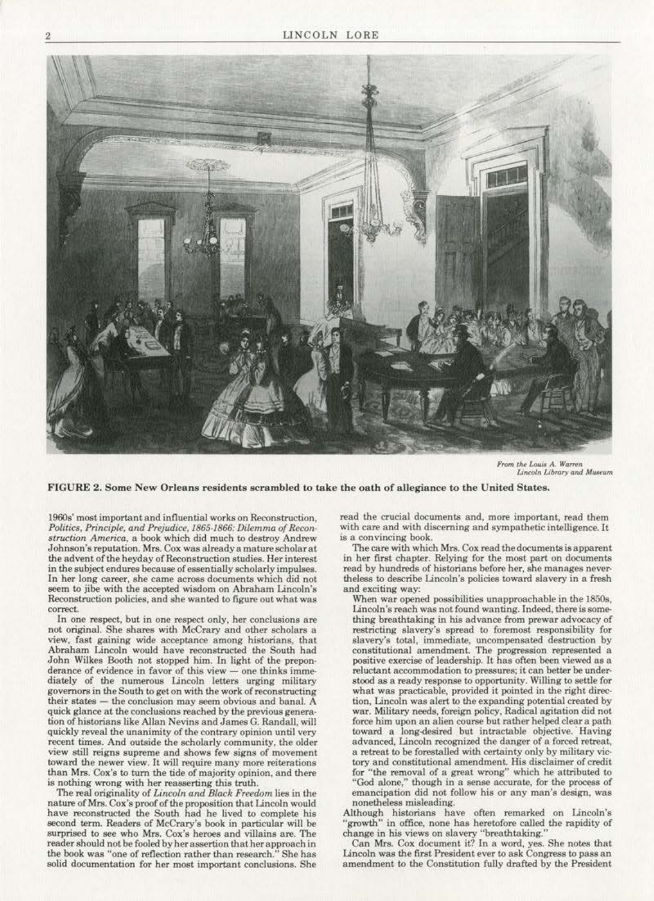From the Louis A. Warren Lincoln Library and Museum

**FIGURE 2. Some New Orleans residents scrambled to take the oath of allegiance to the United States.**

1960s' most important and influential works on Reconstruction, *Politics, Principle, and Prejudice, 1865-1866: Dilemma of Reconstruction America*, a book which did much to destroy Andrew Johnson's reputation. Mrs. Cox was already a mature scholar at the advent of the heyday of Reconstruction studies. Her interest in the subject endures because of essentially scholarly impulses. In her long career, she came across documents which did not seem to jibe with the accepted wisdom on Abraham Lincoln's Reconstruction policies, and she wanted to figure out what was correct.

In one respect, but in one respect only, her conclusions are not original. She shares with McCrary and other scholars a view, fast gaining wide acceptance among historians, that Abraham Lincoln would have reconstructed the South had John Wilkes Booth not stopped him. In light of the preponderance of evidence in favor of this view — one thinks immediately of the numerous Lincoln letters urging military governors in the South to get on with the work of reconstructing their states — the conclusion may seem obvious and banal. A quick glance at the conclusions reached by the previous generation of historians like Allan Nevins and James G. Randall, will quickly reveal the unanimity of the contrary opinion until very recent times. And outside the scholarly community, the older view still reigns supreme and shows few signs of movement toward the newer view. It will require many more reiterations than Mrs. Cox's to turn the tide of majority opinion, and there is nothing wrong with her reasserting this truth.

The real originality of *Lincoln and Black Freedom* lies in the nature of Mrs. Cox's proof of the proposition that Lincoln would have reconstructed the South had he lived to complete his second term. Readers of McCrary's book in particular will be surprised to see who Mrs. Cox's heroes and villains are. The reader should not be fooled by her assertion that her approach in the book was "one of reflection rather than research." She has solid documentation for her most important conclusions. She read the crucial documents and, more important, read them with care and with discerning and sympathetic intelligence. It is a convincing book.

The care with which Mrs. Cox read the documents is apparent in her first chapter. Relying for the most part on documents read by hundreds of historians before her, she manages nevertheless to describe Lincoln's policies toward slavery in a fresh and exciting way:

> When war opened possibilities unapproachable in the 1850s, Lincoln's reach was not found wanting. Indeed, there is something breathtaking in his advance from prewar advocacy of restricting slavery's spread to foremost responsibility for slavery's total, immediate, uncompensated destruction by constitutional amendment. The progression represented a positive exercise of leadership. It has often been viewed as a reluctant accommodation to pressures; it can better be understood as a ready response to opportunity. Willing to settle for what was practicable, provided it pointed in the right direction, Lincoln was alert to the expanding potential created by war. Military needs, foreign policy, Radical agitation did not force him upon an alien course but rather helped clear a path toward a long-desired but intractable objective. Having advanced, Lincoln recognized the danger of a forced retreat, a retreat to be forestalled with certainty only by military victory and constitutional amendment. His disclaimer of credit for "the removal of a great wrong" which he attributed to "God alone," though in a sense accurate, for the process of emancipation did not follow his or any man's design, was nonetheless misleading.

Although historians have often remarked on Lincoln's "growth" in office, none has heretofore called the rapidity of change in his views on slavery "breathtaking."

Can Mrs. Cox document it? In a word, yes. She notes that Lincoln was the first President ever to ask Congress to pass an amendment to the Constitution fully drafted by the President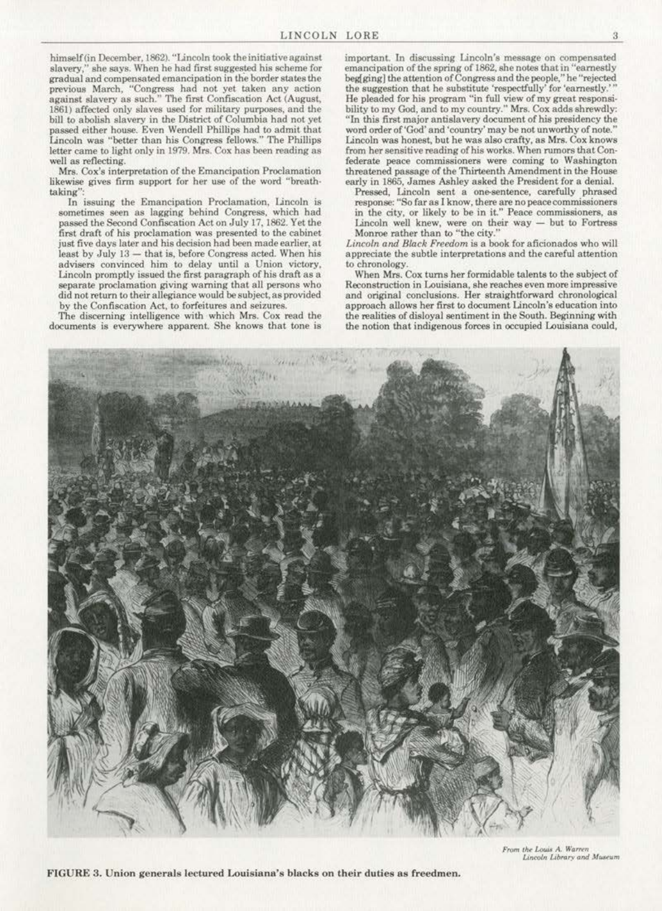himself (in December, 1862). "Lincoln took the initiative against slavery," she says. When he had first suggested his scheme for gradual and compensated emancipation in the border states the previous March, "Congress had not yet taken any action against slavery as such." The first Confiscation Act (August, 1861) affected only slaves used for military purposes, and the bill to abolish slavery in the District of Columbia had not yet passed either house. Even Wendell Phillips had to admit that Lincoln was "better than his Congress fellows." The Phillips letter came to light only in 1979. Mrs. Cox has been reading as well as reflecting.

Mrs. Cox's interpretation of the Emancipation Proclamation likewise gives firm support for her use of the word "breathtaking":

> In issuing the Emancipation Proclamation, Lincoln is sometimes seen as lagging behind Congress, which had passed the Second Confiscation Act on July 17, 1862. Yet the first draft of his proclamation was presented to the cabinet just five days later and his decision had been made earlier, at least by July 13 — that is, before Congress acted. When his advisers convinced him to delay until a Union victory, Lincoln promptly issued the first paragraph of his draft as a separate proclamation giving warning that all persons who did not return to their allegiance would be subject, as provided by the Confiscation Act, to forfeitures and seizures.

The discerning intelligence with which Mrs. Cox read the documents is everywhere apparent. She knows that tone is important. In discussing Lincoln's message on compensated emancipation of the spring of 1862, she notes that in "earnestly beg[ging] the attention of Congress and the people," he "rejected the suggestion that he substitute 'respectfully' for 'earnestly.'" He pleaded for his program "in full view of my great responsibility to my God, and to my country." Mrs. Cox adds shrewdly: "In this first major antislavery document of his presidency the word order of 'God' and 'country' may be not unworthy of note." Lincoln was honest, but he was also crafty, as Mrs. Cox knows from her sensitive reading of his works. When rumors that Confederate peace commissioners were coming to Washington threatened passage of the Thirteenth Amendment in the House early in 1865, James Ashley asked the President for a denial.

> Pressed, Lincoln sent a one-sentence, carefully phrased response: "So far as I know, there are no peace commissioners in the city, or likely to be in it." Peace commissioners, as Lincoln well knew, were on their way — but to Fortress Monroe rather than to "the city."

*Lincoln and Black Freedom* is a book for aficionados who will appreciate the subtle interpretations and the careful attention to chronology.

When Mrs. Cox turns her formidable talents to the subject of Reconstruction in Louisiana, she reaches even more impressive and original conclusions. Her straightforward chronological approach allows her first to document Lincoln's education into the realities of disloyal sentiment in the South. Beginning with the notion that indigenous forces in occupied Louisiana could,

*From the Louis A. Warren Lincoln Library and Museum*

**FIGURE 3. Union generals lectured Louisiana's blacks on their duties as freedmen.**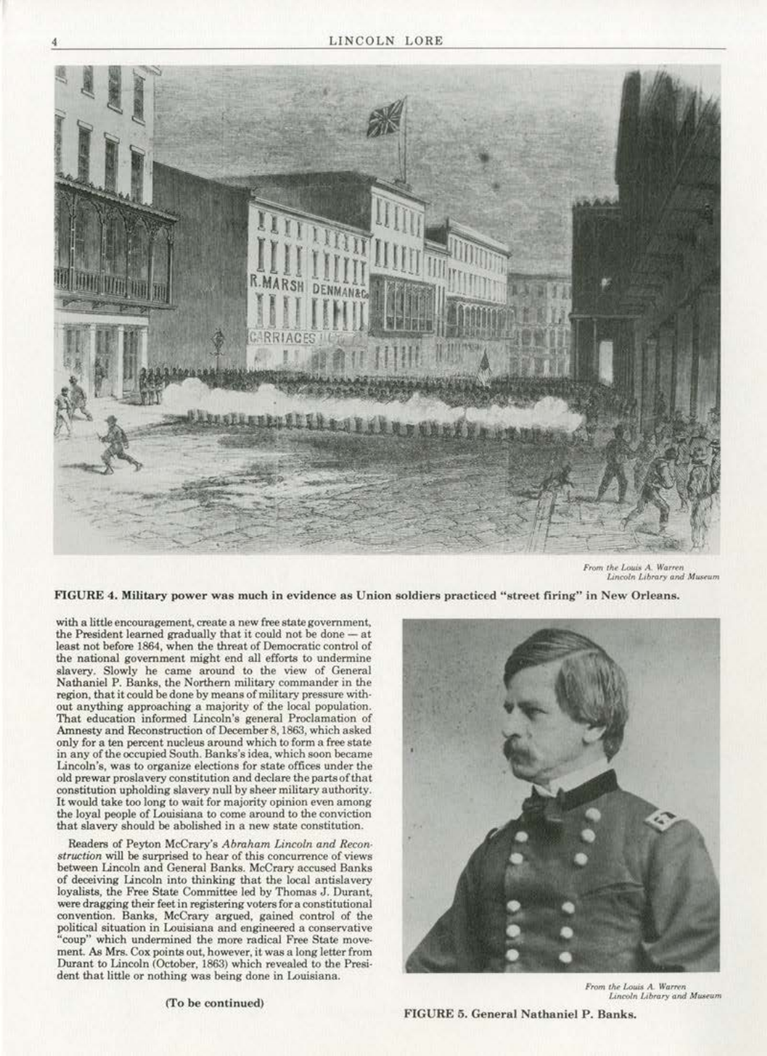From the Louis A. Warren Lincoln Library and Museum

**FIGURE 4. Military power was much in evidence as Union soldiers practiced "street firing" in New Orleans.**

with a little encouragement, create a new free state government, the President learned gradually that it could not be done — at least not before 1864, when the threat of Democratic control of the national government might end all efforts to undermine slavery. Slowly he came around to the view of General Nathaniel P. Banks, the Northern military commander in the region, that it could be done by means of military pressure without anything approaching a majority of the local population. That education informed Lincoln's general Proclamation of Amnesty and Reconstruction of December 8, 1863, which asked only for a ten percent nucleus around which to form a free state in any of the occupied South. Banks's idea, which soon became Lincoln's, was to organize elections for state offices under the old prewar proslavery constitution and declare the parts of that constitution upholding slavery null by sheer military authority. It would take too long to wait for majority opinion even among the loyal people of Louisiana to come around to the conviction that slavery should be abolished in a new state constitution.

Readers of Peyton McCrary's *Abraham Lincoln and Reconstruction* will be surprised to hear of this concurrence of views between Lincoln and General Banks. McCrary accused Banks of deceiving Lincoln into thinking that the local antislavery loyalists, the Free State Committee led by Thomas J. Durant, were dragging their feet in registering voters for a constitutional convention. Banks, McCrary argued, gained control of the political situation in Louisiana and engineered a conservative "coup" which undermined the more radical Free State movement. As Mrs. Cox points out, however, it was a long letter from Durant to Lincoln (October, 1863) which revealed to the President that little or nothing was being done in Louisiana.

(To be continued)

From the Louis A. Warren Lincoln Library and Museum

**FIGURE 5. General Nathaniel P. Banks.**